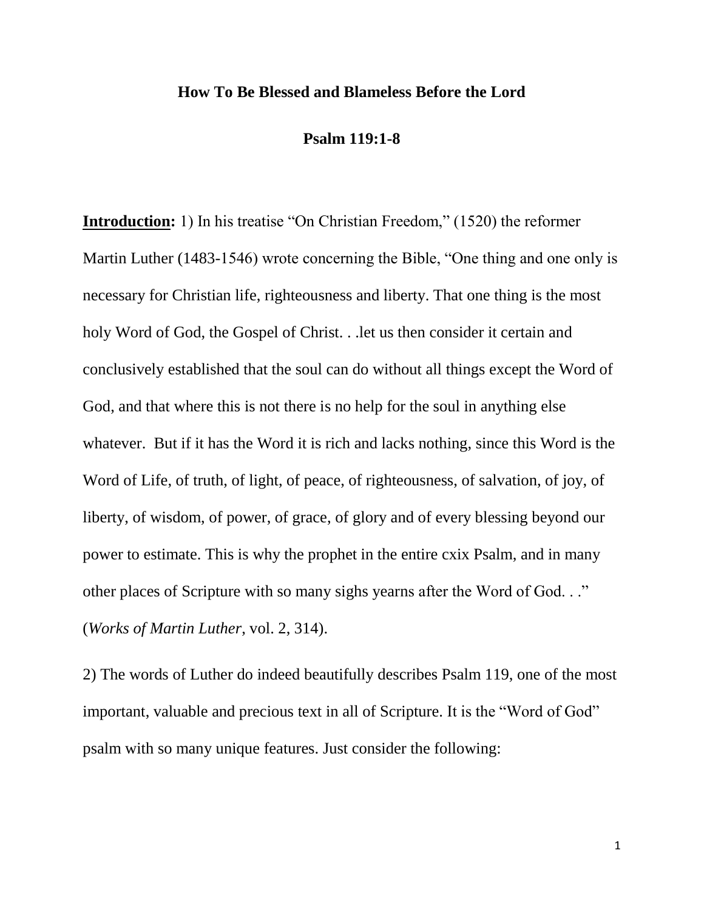# How To Be Blessed and Blameless Before the Lord

## Psalm 119:1-8

**Introduction:** 1) In his treatise "On Christian Freedom," (1520) the reformer Martin Luther (1483-1546) wrote concerning the Bible, "One thing and one only is necessary for Christian life, righteousness and liberty. That one thing is the most holy Word of God, the Gospel of Christ. . .let us then consider it certain and conclusively established that the soul can do without all things except the Word of God, and that where this is not there is no help for the soul in anything else whatever. But if it has the Word it is rich and lacks nothing, since this Word is the Word of Life, of truth, of light, of peace, of righteousness, of salvation, of joy, of liberty, of wisdom, of power, of grace, of glory and of every blessing beyond our power to estimate. This is why the prophet in the entire cxix Psalm, and in many other places of Scripture with so many sighs yearns after the Word of God. . ." (*Works of Martin Luther*, vol. 2, 314).

2) The words of Luther do indeed beautifully describes Psalm 119, one of the most important, valuable and precious text in all of Scripture. It is the "Word of God" psalm with so many unique features. Just consider the following: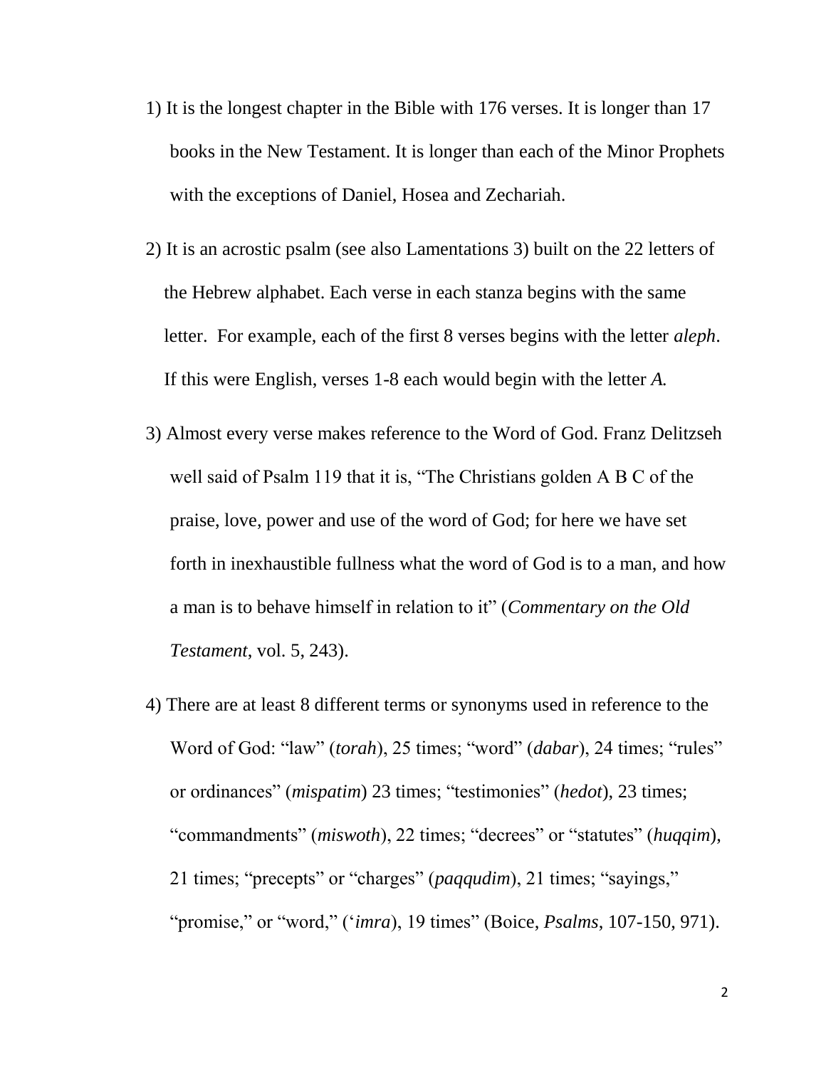1) It is the longest chapter in the Bible with 176 verses. It is longer than 17 books in the New Testament. It is longer than each of the Minor Prophets with the exceptions of Daniel, Hosea and Zechariah.

2) It is an acrostic psalm (see also Lamentations 3) built on the 22 letters of the Hebrew alphabet. Each verse in each stanza begins with the same letter. For example, each of the first 8 verses begins with the letter *aleph*. If this were English, verses 1-8 each would begin with the letter *A.*

3) Almost every verse makes reference to the Word of God. Franz Delitzseh well said of Psalm 119 that it is, "The Christians golden A B C of the praise, love, power and use of the word of God; for here we have set forth in inexhaustible fullness what the word of God is to a man, and how a man is to behave himself in relation to it" (*Commentary on the Old Testament*, vol. 5, 243).

4) There are at least 8 different terms or synonyms used in reference to the Word of God: "law" (*torah*), 25 times; "word" (*dabar*), 24 times; "rules" or ordinances" (*mispatim*) 23 times; "testimonies" (*hedot*), 23 times; "commandments" (*miswoth*), 22 times; "decrees" or "statutes" (*huqqim*), 21 times; "precepts" or "charges" (*paqqudim*), 21 times; "sayings," "promise," or "word," (*'imra*), 19 times" (Boice, *Psalms*, 107-150, 971).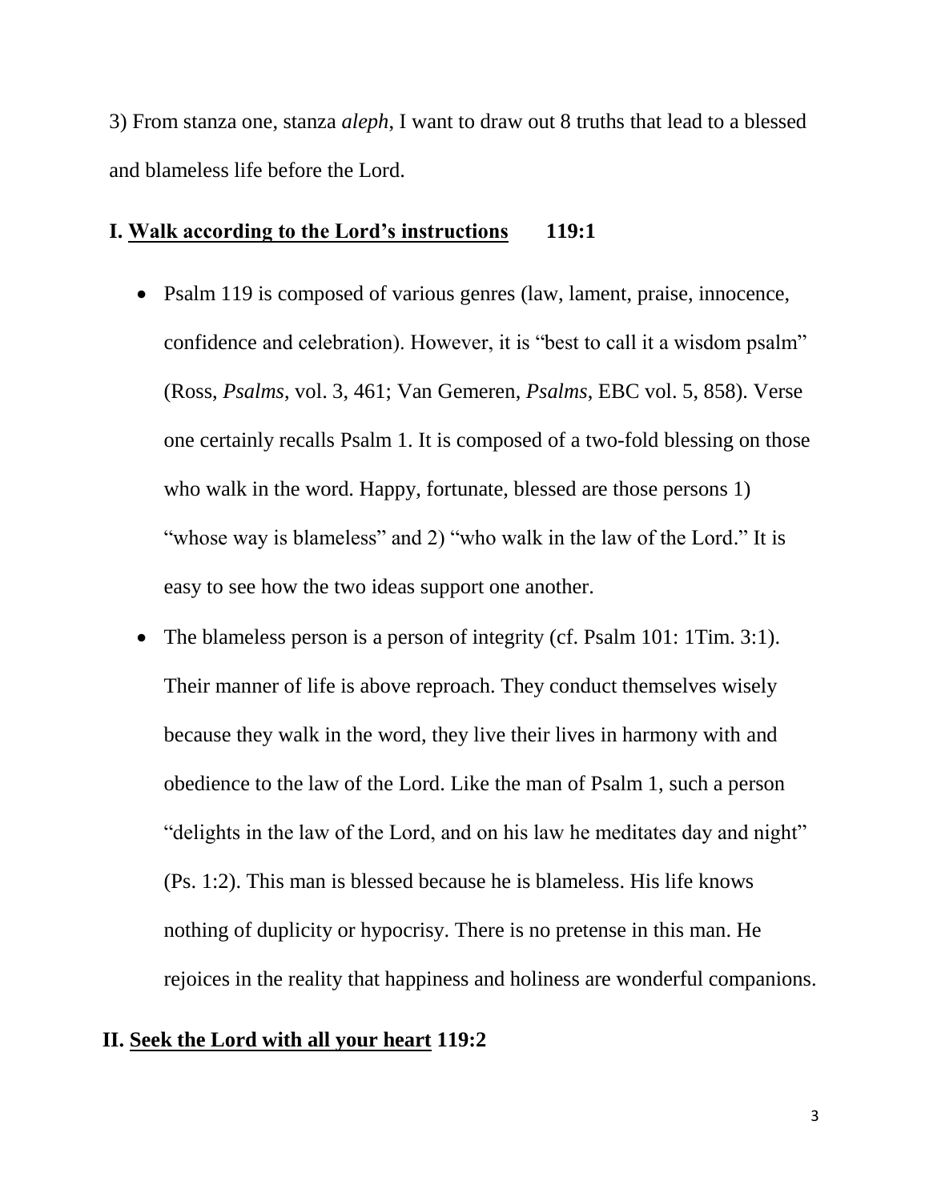3) From stanza one, stanza *aleph*, I want to draw out 8 truths that lead to a blessed and blameless life before the Lord.

## I. <u>Walk according to the Lord's instructions</u> 119:1

- Psalm 119 is composed of various genres (law, lament, praise, innocence, confidence and celebration). However, it is "best to call it a wisdom psalm" (Ross, *Psalms*, vol. 3, 461; Van Gemeren, *Psalms*, EBC vol. 5, 858). Verse one certainly recalls Psalm 1. It is composed of a two-fold blessing on those who walk in the word. Happy, fortunate, blessed are those persons 1) "whose way is blameless" and 2) "who walk in the law of the Lord." It is easy to see how the two ideas support one another.
- The blameless person is a person of integrity (cf. Psalm 101: 1Tim. 3:1). Their manner of life is above reproach. They conduct themselves wisely because they walk in the word, they live their lives in harmony with and obedience to the law of the Lord. Like the man of Psalm 1, such a person "delights in the law of the Lord, and on his law he meditates day and night" (Ps. 1:2). This man is blessed because he is blameless. His life knows nothing of duplicity or hypocrisy. There is no pretense in this man. He rejoices in the reality that happiness and holiness are wonderful companions.

## II. <u>Seek the Lord with all your heart</u> 119:2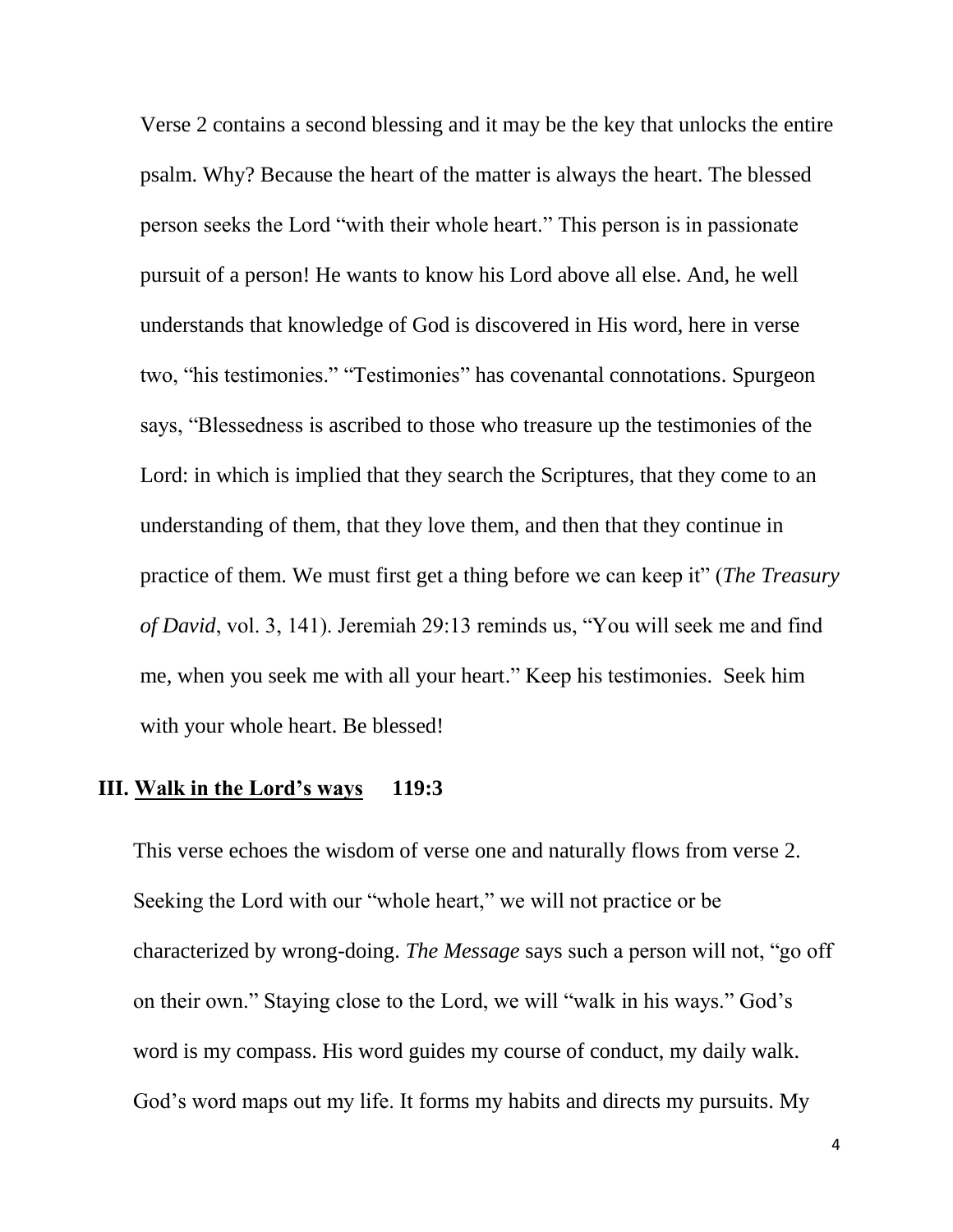Verse 2 contains a second blessing and it may be the key that unlocks the entire psalm. Why? Because the heart of the matter is always the heart. The blessed person seeks the Lord "with their whole heart." This person is in passionate pursuit of a person! He wants to know his Lord above all else. And, he well understands that knowledge of God is discovered in His word, here in verse two, "his testimonies." "Testimonies" has covenantal connotations. Spurgeon says, "Blessedness is ascribed to those who treasure up the testimonies of the Lord: in which is implied that they search the Scriptures, that they come to an understanding of them, that they love them, and then that they continue in practice of them. We must first get a thing before we can keep it" (*The Treasury of David*, vol. 3, 141). Jeremiah 29:13 reminds us, "You will seek me and find me, when you seek me with all your heart." Keep his testimonies. Seek him with your whole heart. Be blessed!

## III. <u>Walk in the Lord's ways</u> 119:3

This verse echoes the wisdom of verse one and naturally flows from verse 2. Seeking the Lord with our "whole heart," we will not practice or be characterized by wrong-doing. *The Message* says such a person will not, "go off on their own." Staying close to the Lord, we will "walk in his ways." God's word is my compass. His word guides my course of conduct, my daily walk. God's word maps out my life. It forms my habits and directs my pursuits. My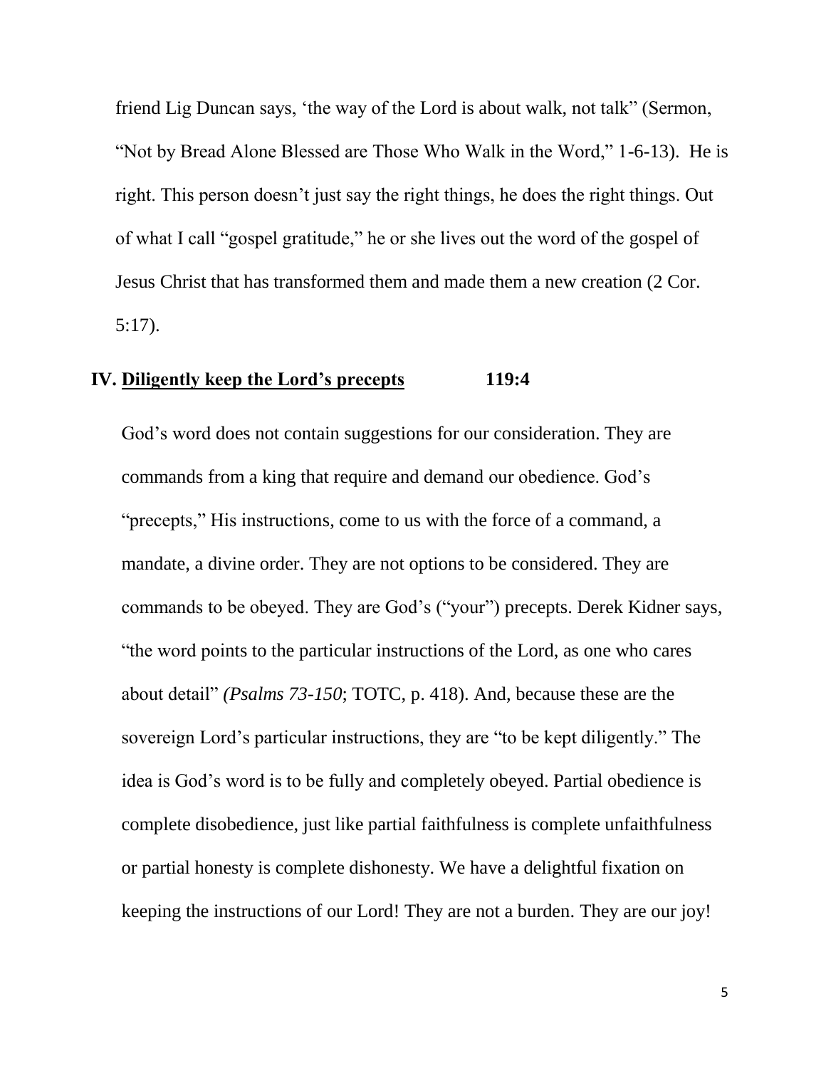friend Lig Duncan says, 'the way of the Lord is about walk, not talk" (Sermon, "Not by Bread Alone Blessed are Those Who Walk in the Word," 1-6-13). He is right. This person doesn't just say the right things, he does the right things. Out of what I call "gospel gratitude," he or she lives out the word of the gospel of Jesus Christ that has transformed them and made them a new creation (2 Cor. 5:17).

## IV. <u>Diligently keep the Lord's precepts</u> 119:4

God's word does not contain suggestions for our consideration. They are commands from a king that require and demand our obedience. God's "precepts," His instructions, come to us with the force of a command, a mandate, a divine order. They are not options to be considered. They are commands to be obeyed. They are God's ("your") precepts. Derek Kidner says, "the word points to the particular instructions of the Lord, as one who cares about detail" *(Psalms 73-150*; TOTC, p. 418). And, because these are the sovereign Lord's particular instructions, they are "to be kept diligently." The idea is God's word is to be fully and completely obeyed. Partial obedience is complete disobedience, just like partial faithfulness is complete unfaithfulness or partial honesty is complete dishonesty. We have a delightful fixation on keeping the instructions of our Lord! They are not a burden. They are our joy!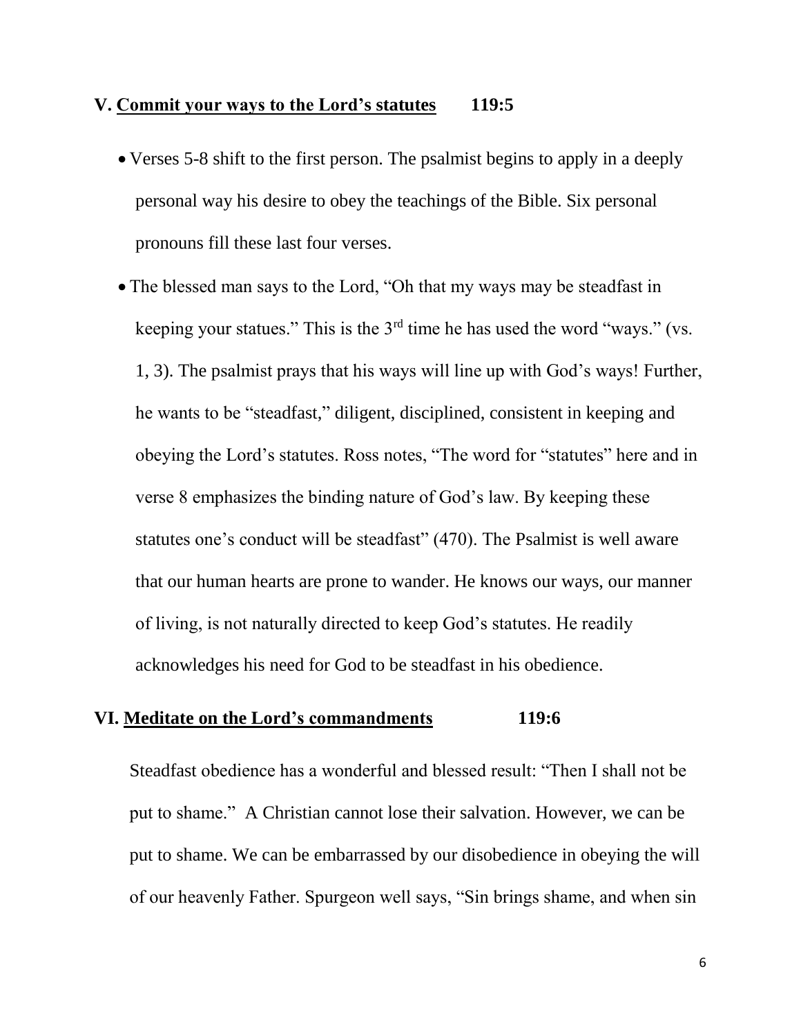## V. <u>Commit your ways to the Lord's statutes</u> 119:5

- Verses 5-8 shift to the first person. The psalmist begins to apply in a deeply personal way his desire to obey the teachings of the Bible. Six personal pronouns fill these last four verses.
- The blessed man says to the Lord, "Oh that my ways may be steadfast in keeping your statues." This is the 3rd time he has used the word "ways." (vs. 1, 3). The psalmist prays that his ways will line up with God's ways! Further, he wants to be "steadfast," diligent, disciplined, consistent in keeping and obeying the Lord's statutes. Ross notes, "The word for "statutes" here and in verse 8 emphasizes the binding nature of God's law. By keeping these statutes one's conduct will be steadfast" (470). The Psalmist is well aware that our human hearts are prone to wander. He knows our ways, our manner of living, is not naturally directed to keep God's statutes. He readily acknowledges his need for God to be steadfast in his obedience.

## VI. <u>Meditate on the Lord's commandments</u> 119:6

Steadfast obedience has a wonderful and blessed result: "Then I shall not be put to shame." A Christian cannot lose their salvation. However, we can be put to shame. We can be embarrassed by our disobedience in obeying the will of our heavenly Father. Spurgeon well says, "Sin brings shame, and when sin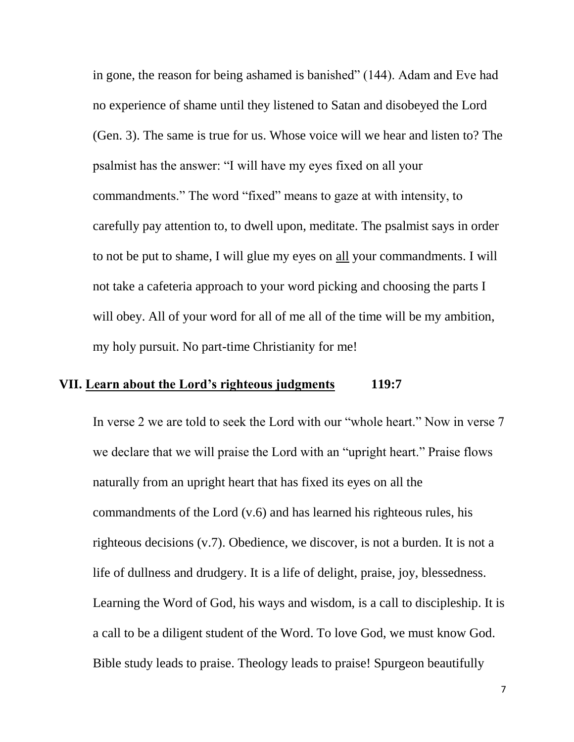in gone, the reason for being ashamed is banished" (144). Adam and Eve had no experience of shame until they listened to Satan and disobeyed the Lord (Gen. 3). The same is true for us. Whose voice will we hear and listen to? The psalmist has the answer: "I will have my eyes fixed on all your commandments." The word "fixed" means to gaze at with intensity, to carefully pay attention to, to dwell upon, meditate. The psalmist says in order to not be put to shame, I will glue my eyes on <u>all</u> your commandments. I will not take a cafeteria approach to your word picking and choosing the parts I will obey. All of your word for all of me all of the time will be my ambition, my holy pursuit. No part-time Christianity for me!

## VII. <u>Learn about the Lord's righteous judgments</u> 119:7

In verse 2 we are told to seek the Lord with our "whole heart." Now in verse 7 we declare that we will praise the Lord with an "upright heart." Praise flows naturally from an upright heart that has fixed its eyes on all the commandments of the Lord (v.6) and has learned his righteous rules, his righteous decisions (v.7). Obedience, we discover, is not a burden. It is not a life of dullness and drudgery. It is a life of delight, praise, joy, blessedness. Learning the Word of God, his ways and wisdom, is a call to discipleship. It is a call to be a diligent student of the Word. To love God, we must know God. Bible study leads to praise. Theology leads to praise! Spurgeon beautifully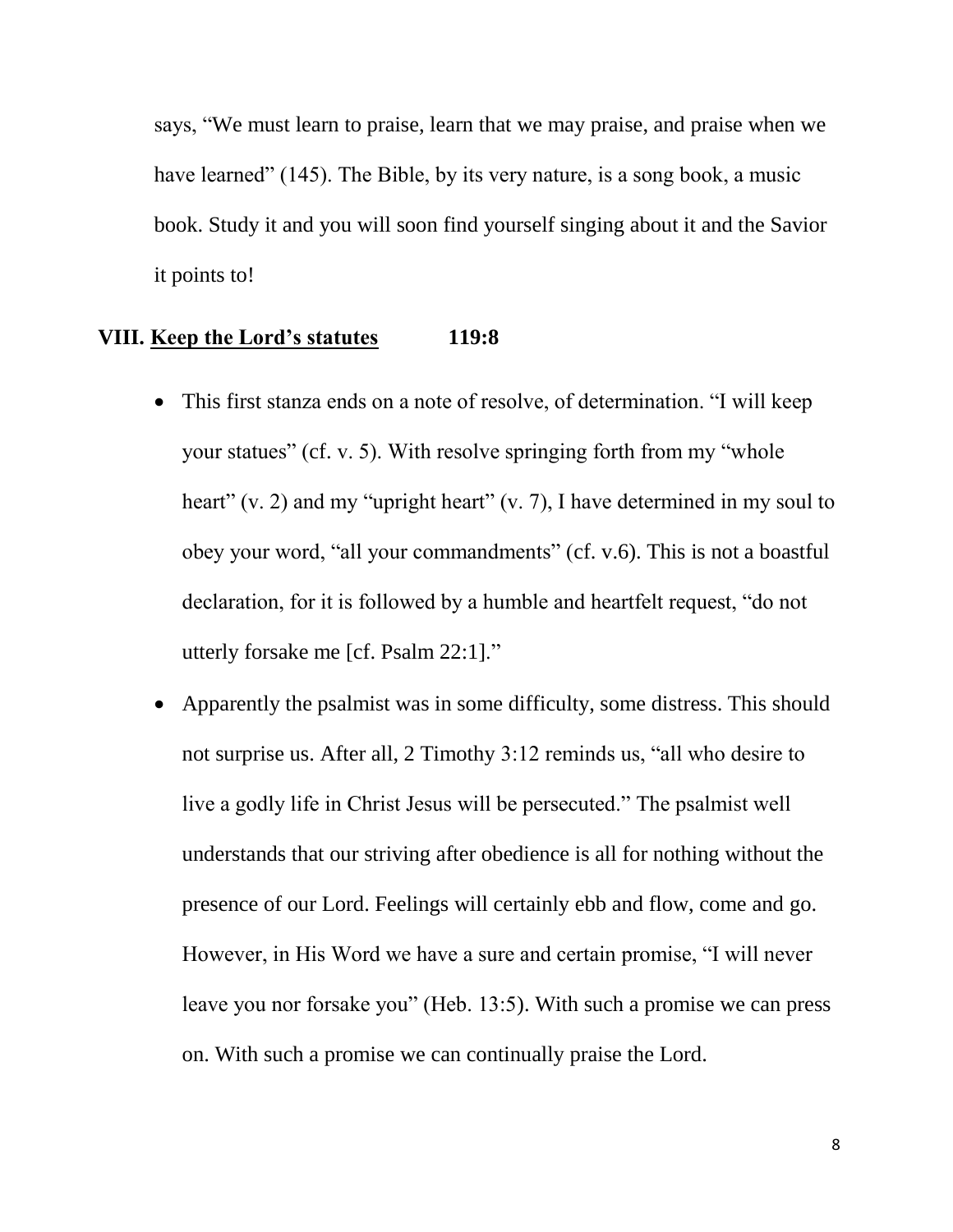says, "We must learn to praise, learn that we may praise, and praise when we have learned" (145). The Bible, by its very nature, is a song book, a music book. Study it and you will soon find yourself singing about it and the Savior it points to!

### VIII. <u>Keep the Lord's statutes</u> 119:8

- This first stanza ends on a note of resolve, of determination. "I will keep your statues" (cf. v. 5). With resolve springing forth from my "whole heart" (v. 2) and my "upright heart" (v. 7), I have determined in my soul to obey your word, "all your commandments" (cf. v.6). This is not a boastful declaration, for it is followed by a humble and heartfelt request, "do not utterly forsake me [cf. Psalm 22:1]."
- Apparently the psalmist was in some difficulty, some distress. This should not surprise us. After all, 2 Timothy 3:12 reminds us, "all who desire to live a godly life in Christ Jesus will be persecuted." The psalmist well understands that our striving after obedience is all for nothing without the presence of our Lord. Feelings will certainly ebb and flow, come and go. However, in His Word we have a sure and certain promise, "I will never leave you nor forsake you" (Heb. 13:5). With such a promise we can press on. With such a promise we can continually praise the Lord.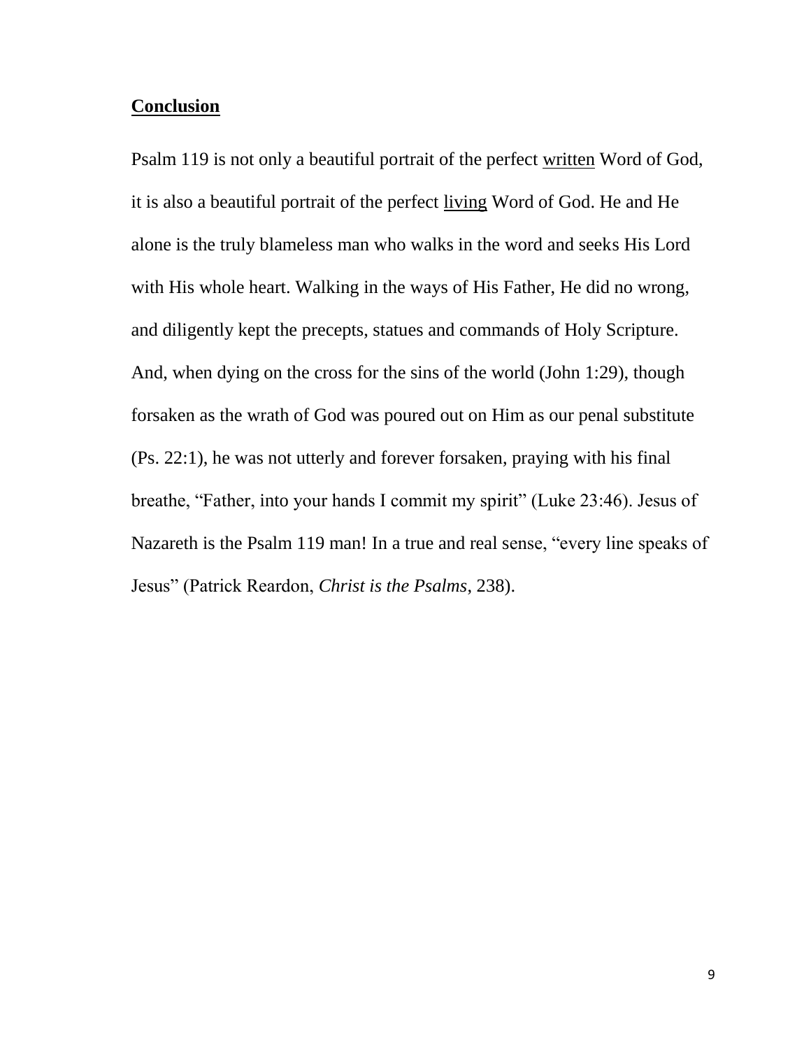## Conclusion

Psalm 119 is not only a beautiful portrait of the perfect <u>written</u> Word of God, it is also a beautiful portrait of the perfect <u>living</u> Word of God. He and He alone is the truly blameless man who walks in the word and seeks His Lord with His whole heart. Walking in the ways of His Father, He did no wrong, and diligently kept the precepts, statues and commands of Holy Scripture. And, when dying on the cross for the sins of the world (John 1:29), though forsaken as the wrath of God was poured out on Him as our penal substitute (Ps. 22:1), he was not utterly and forever forsaken, praying with his final breathe, "Father, into your hands I commit my spirit" (Luke 23:46). Jesus of Nazareth is the Psalm 119 man! In a true and real sense, "every line speaks of Jesus" (Patrick Reardon, *Christ is the Psalms*, 238).